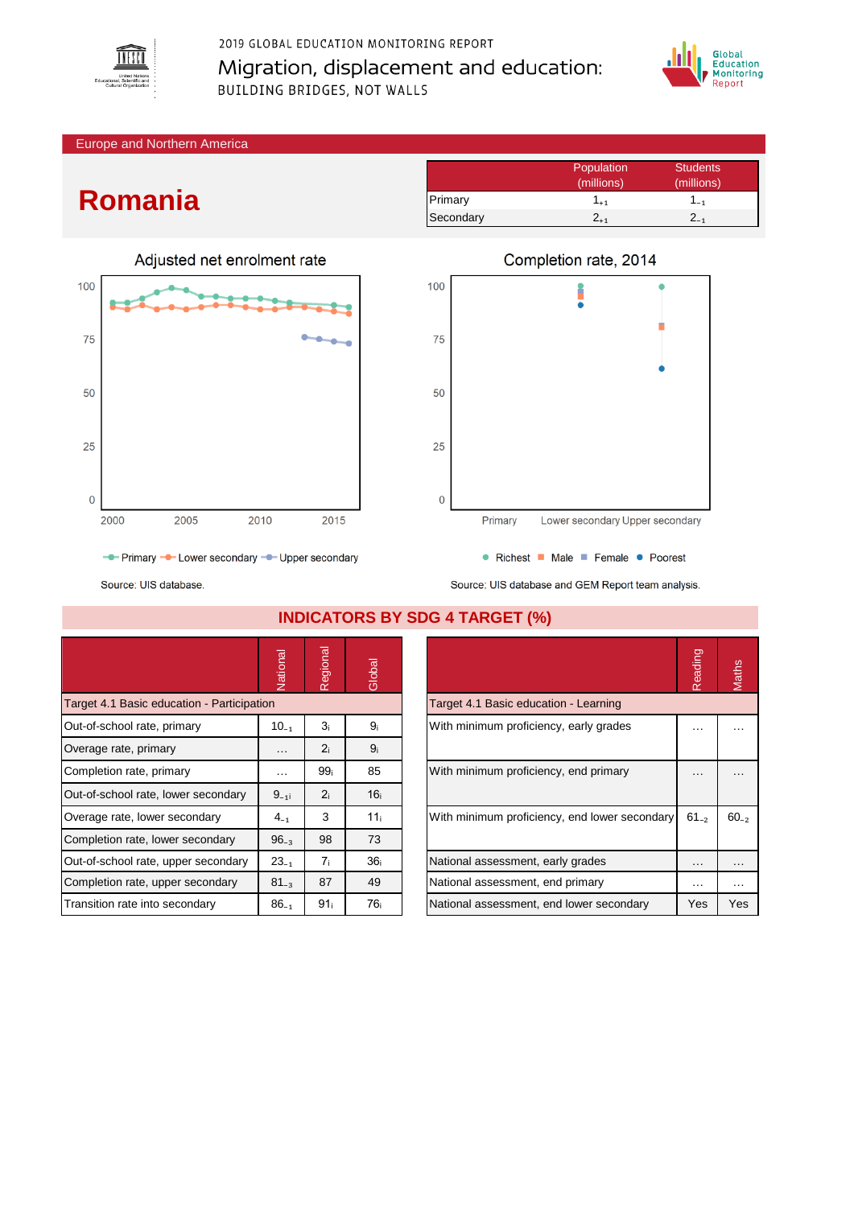2019 GLOBAL EDUCATION MONITORING REPORT

Migration, displacement and education: BUILDING BRIDGES, NOT WALLS

Europe and Northern America

# Romania

| | Population (millions) | Students (millions) |
|---|---|---|
| Primary | $1_{+1}$ | $1_{-1}$ |
| Secondary | $2_{+1}$ | $2_{-1}$ |

**Adjusted net enrolment rate**

Primary, Lower secondary, Upper secondary

Source: UIS database.

**Completion rate, 2014**

Primary, Lower secondary, Upper secondary — Richest, Male, Female, Poorest

Source: UIS database and GEM Report team analysis.

## INDICATORS BY SDG 4 TARGET (%)

| | National | Regional | Global |
|---|---|---|---|
| **Target 4.1 Basic education - Participation** | | | |
| Out-of-school rate, primary | $10_{-1}$ | $3_{i}$ | $9_{i}$ |
| Overage rate, primary | … | $2_{i}$ | $9_{i}$ |
| Completion rate, primary | … | $99_{i}$ | 85 |
| Out-of-school rate, lower secondary | $9_{-1i}$ | $2_{i}$ | $16_{i}$ |
| Overage rate, lower secondary | $4_{-1}$ | 3 | $11_{i}$ |
| Completion rate, lower secondary | $96_{-3}$ | 98 | 73 |
| Out-of-school rate, upper secondary | $23_{-1}$ | $7_{i}$ | $36_{i}$ |
| Completion rate, upper secondary | $81_{-3}$ | 87 | 49 |
| Transition rate into secondary | $86_{-1}$ | $91_{i}$ | $76_{i}$ |

| | Reading | Maths |
|---|---|---|
| **Target 4.1 Basic education - Learning** | | |
| With minimum proficiency, early grades | … | … |
| With minimum proficiency, end primary | … | … |
| With minimum proficiency, end lower secondary | $61_{-2}$ | $60_{-2}$ |
| National assessment, early grades | … | … |
| National assessment, end primary | … | … |
| National assessment, end lower secondary | Yes | Yes |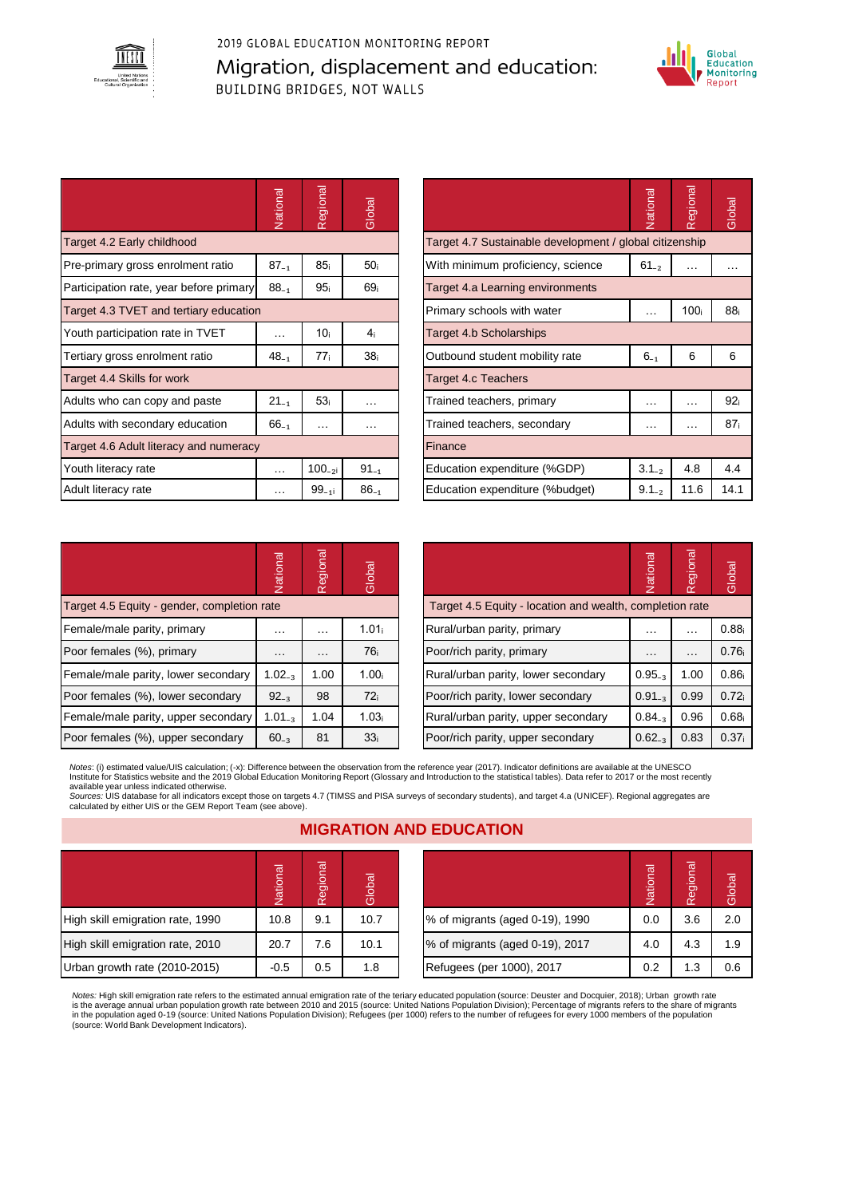2019 GLOBAL EDUCATION MONITORING REPORT

# Migration, displacement and education:

BUILDING BRIDGES, NOT WALLS

| | National | Regional | Global |
|---|---|---|---|
| Target 4.2 Early childhood | | | |
| Pre-primary gross enrolment ratio | $87_{-1}$ | $85_{i}$ | $50_{i}$ |
| Participation rate, year before primary | $88_{-1}$ | $95_{i}$ | $69_{i}$ |
| Target 4.3 TVET and tertiary education | | | |
| Youth participation rate in TVET | … | $10_{i}$ | $4_{i}$ |
| Tertiary gross enrolment ratio | $48_{-1}$ | $77_{i}$ | $38_{i}$ |
| Target 4.4 Skills for work | | | |
| Adults who can copy and paste | $21_{-1}$ | $53_{i}$ | … |
| Adults with secondary education | $66_{-1}$ | … | … |
| Target 4.6 Adult literacy and numeracy | | | |
| Youth literacy rate | … | $100_{-2i}$ | $91_{-1}$ |
| Adult literacy rate | … | $99_{-1i}$ | $86_{-1}$ |

| | National | Regional | Global |
|---|---|---|---|
| Target 4.7 Sustainable development / global citizenship | | | |
| With minimum proficiency, science | $61_{-2}$ | … | … |
| Target 4.a Learning environments | | | |
| Primary schools with water | … | $100_{i}$ | $88_{i}$ |
| Target 4.b Scholarships | | | |
| Outbound student mobility rate | $6_{-1}$ | 6 | 6 |
| Target 4.c Teachers | | | |
| Trained teachers, primary | … | … | $92_{i}$ |
| Trained teachers, secondary | … | … | $87_{i}$ |
| Finance | | | |
| Education expenditure (%GDP) | $3.1_{-2}$ | 4.8 | 4.4 |
| Education expenditure (%budget) | $9.1_{-2}$ | 11.6 | 14.1 |

| | National | Regional | Global |
|---|---|---|---|
| Target 4.5 Equity - gender, completion rate | | | |
| Female/male parity, primary | … | … | $1.01_{i}$ |
| Poor females (%), primary | … | … | $76_{i}$ |
| Female/male parity, lower secondary | $1.02_{-3}$ | 1.00 | $1.00_{i}$ |
| Poor females (%), lower secondary | $92_{-3}$ | 98 | $72_{i}$ |
| Female/male parity, upper secondary | $1.01_{-3}$ | 1.04 | $1.03_{i}$ |
| Poor females (%), upper secondary | $60_{-3}$ | 81 | $33_{i}$ |

| | National | Regional | Global |
|---|---|---|---|
| Target 4.5 Equity - location and wealth, completion rate | | | |
| Rural/urban parity, primary | … | … | $0.88_{i}$ |
| Poor/rich parity, primary | … | … | $0.76_{i}$ |
| Rural/urban parity, lower secondary | $0.95_{-3}$ | 1.00 | $0.86_{i}$ |
| Poor/rich parity, lower secondary | $0.91_{-3}$ | 0.99 | $0.72_{i}$ |
| Rural/urban parity, upper secondary | $0.84_{-3}$ | 0.96 | $0.68_{i}$ |
| Poor/rich parity, upper secondary | $0.62_{-3}$ | 0.83 | $0.37_{i}$ |

*Notes*: (i) estimated value/UIS calculation; (-x): Difference between the observation from the reference year (2017). Indicator definitions are available at the UNESCO Institute for Statistics website and the 2019 Global Education Monitoring Report (Glossary and Introduction to the statistical tables). Data refer to 2017 or the most recently available year unless indicated otherwise.
*Sources:* UIS database for all indicators except those on targets 4.7 (TIMSS and PISA surveys of secondary students), and target 4.a (UNICEF). Regional aggregates are calculated by either UIS or the GEM Report Team (see above).

## MIGRATION AND EDUCATION

| | National | Regional | Global |
|---|---|---|---|
| High skill emigration rate, 1990 | 10.8 | 9.1 | 10.7 |
| High skill emigration rate, 2010 | 20.7 | 7.6 | 10.1 |
| Urban growth rate (2010-2015) | -0.5 | 0.5 | 1.8 |

| | National | Regional | Global |
|---|---|---|---|
| % of migrants (aged 0-19), 1990 | 0.0 | 3.6 | 2.0 |
| % of migrants (aged 0-19), 2017 | 4.0 | 4.3 | 1.9 |
| Refugees (per 1000), 2017 | 0.2 | 1.3 | 0.6 |

*Notes:* High skill emigration rate refers to the estimated annual emigration rate of the teriary educated population (source: Deuster and Docquier, 2018); Urban growth rate is the average annual urban population growth rate between 2010 and 2015 (source: United Nations Population Division); Percentage of migrants refers to the share of migrants in the population aged 0-19 (source: United Nations Population Division); Refugees (per 1000) refers to the number of refugees for every 1000 members of the population (source: World Bank Development Indicators).